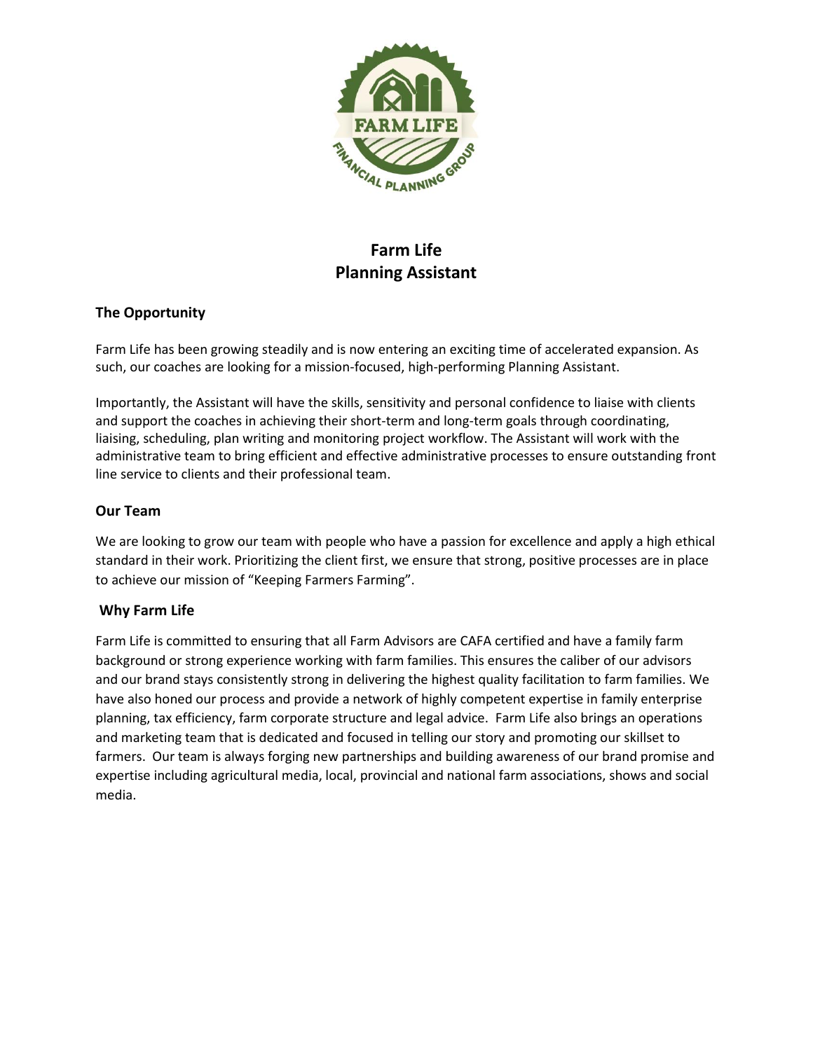# Farm Life
# Planning Assistant

## The Opportunity

Farm Life has been growing steadily and is now entering an exciting time of accelerated expansion. As such, our coaches are looking for a mission-focused, high-performing Planning Assistant.

Importantly, the Assistant will have the skills, sensitivity and personal confidence to liaise with clients and support the coaches in achieving their short-term and long-term goals through coordinating, liaising, scheduling, plan writing and monitoring project workflow. The Assistant will work with the administrative team to bring efficient and effective administrative processes to ensure outstanding front line service to clients and their professional team.

## Our Team

We are looking to grow our team with people who have a passion for excellence and apply a high ethical standard in their work. Prioritizing the client first, we ensure that strong, positive processes are in place to achieve our mission of "Keeping Farmers Farming".

## Why Farm Life

Farm Life is committed to ensuring that all Farm Advisors are CAFA certified and have a family farm background or strong experience working with farm families. This ensures the caliber of our advisors and our brand stays consistently strong in delivering the highest quality facilitation to farm families. We have also honed our process and provide a network of highly competent expertise in family enterprise planning, tax efficiency, farm corporate structure and legal advice. Farm Life also brings an operations and marketing team that is dedicated and focused in telling our story and promoting our skillset to farmers. Our team is always forging new partnerships and building awareness of our brand promise and expertise including agricultural media, local, provincial and national farm associations, shows and social media.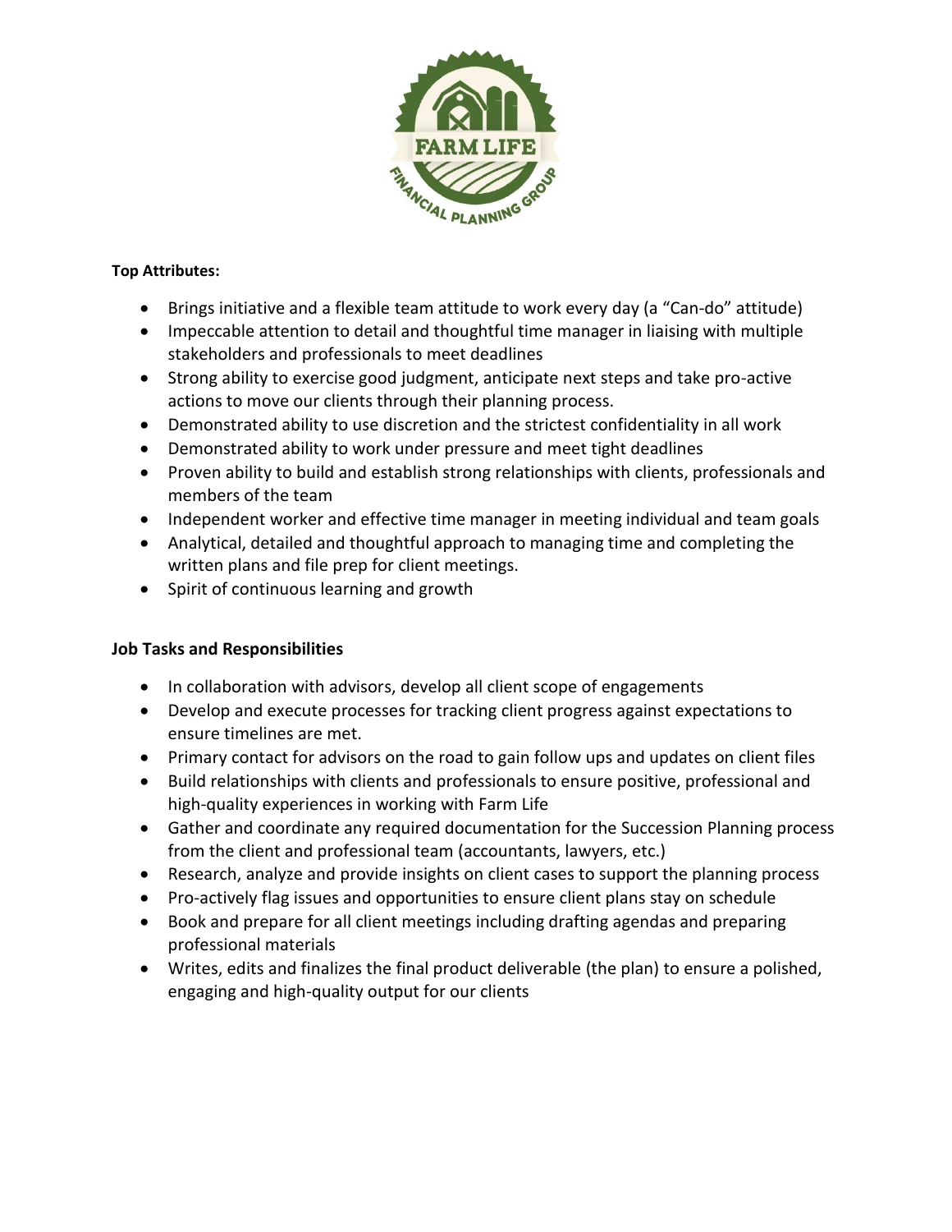**Top Attributes:**

- Brings initiative and a flexible team attitude to work every day (a "Can-do" attitude)
- Impeccable attention to detail and thoughtful time manager in liaising with multiple stakeholders and professionals to meet deadlines
- Strong ability to exercise good judgment, anticipate next steps and take pro-active actions to move our clients through their planning process.
- Demonstrated ability to use discretion and the strictest confidentiality in all work
- Demonstrated ability to work under pressure and meet tight deadlines
- Proven ability to build and establish strong relationships with clients, professionals and members of the team
- Independent worker and effective time manager in meeting individual and team goals
- Analytical, detailed and thoughtful approach to managing time and completing the written plans and file prep for client meetings.
- Spirit of continuous learning and growth

**Job Tasks and Responsibilities**

- In collaboration with advisors, develop all client scope of engagements
- Develop and execute processes for tracking client progress against expectations to ensure timelines are met.
- Primary contact for advisors on the road to gain follow ups and updates on client files
- Build relationships with clients and professionals to ensure positive, professional and high-quality experiences in working with Farm Life
- Gather and coordinate any required documentation for the Succession Planning process from the client and professional team (accountants, lawyers, etc.)
- Research, analyze and provide insights on client cases to support the planning process
- Pro-actively flag issues and opportunities to ensure client plans stay on schedule
- Book and prepare for all client meetings including drafting agendas and preparing professional materials
- Writes, edits and finalizes the final product deliverable (the plan) to ensure a polished, engaging and high-quality output for our clients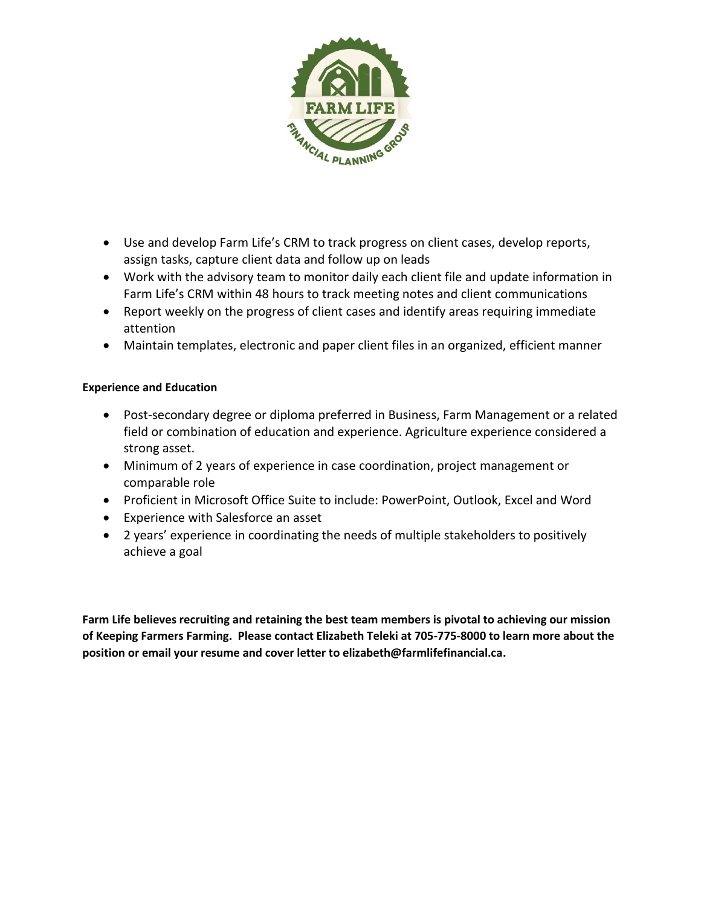- Use and develop Farm Life's CRM to track progress on client cases, develop reports, assign tasks, capture client data and follow up on leads
- Work with the advisory team to monitor daily each client file and update information in Farm Life's CRM within 48 hours to track meeting notes and client communications
- Report weekly on the progress of client cases and identify areas requiring immediate attention
- Maintain templates, electronic and paper client files in an organized, efficient manner

**Experience and Education**

- Post-secondary degree or diploma preferred in Business, Farm Management or a related field or combination of education and experience. Agriculture experience considered a strong asset.
- Minimum of 2 years of experience in case coordination, project management or comparable role
- Proficient in Microsoft Office Suite to include: PowerPoint, Outlook, Excel and Word
- Experience with Salesforce an asset
- 2 years' experience in coordinating the needs of multiple stakeholders to positively achieve a goal

**Farm Life believes recruiting and retaining the best team members is pivotal to achieving our mission of Keeping Farmers Farming. Please contact Elizabeth Teleki at 705-775-8000 to learn more about the position or email your resume and cover letter to elizabeth@farmlifefinancial.ca.**